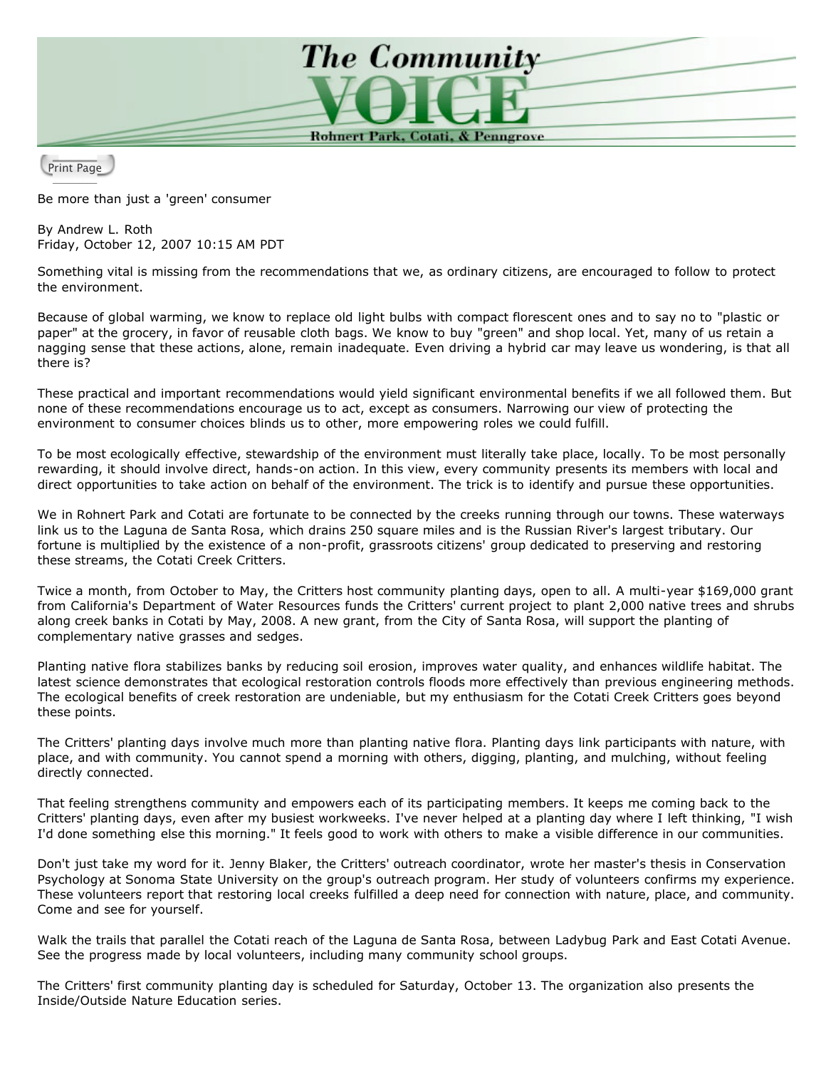# The Community VOICE

Rohnert Park, Cotati, & Penngrove

Be more than just a 'green' consumer

By Andrew L. Roth
Friday, October 12, 2007 10:15 AM PDT

Something vital is missing from the recommendations that we, as ordinary citizens, are encouraged to follow to protect the environment.

Because of global warming, we know to replace old light bulbs with compact florescent ones and to say no to "plastic or paper" at the grocery, in favor of reusable cloth bags. We know to buy "green" and shop local. Yet, many of us retain a nagging sense that these actions, alone, remain inadequate. Even driving a hybrid car may leave us wondering, is that all there is?

These practical and important recommendations would yield significant environmental benefits if we all followed them. But none of these recommendations encourage us to act, except as consumers. Narrowing our view of protecting the environment to consumer choices blinds us to other, more empowering roles we could fulfill.

To be most ecologically effective, stewardship of the environment must literally take place, locally. To be most personally rewarding, it should involve direct, hands-on action. In this view, every community presents its members with local and direct opportunities to take action on behalf of the environment. The trick is to identify and pursue these opportunities.

We in Rohnert Park and Cotati are fortunate to be connected by the creeks running through our towns. These waterways link us to the Laguna de Santa Rosa, which drains 250 square miles and is the Russian River's largest tributary. Our fortune is multiplied by the existence of a non-profit, grassroots citizens' group dedicated to preserving and restoring these streams, the Cotati Creek Critters.

Twice a month, from October to May, the Critters host community planting days, open to all. A multi-year $169,000 grant from California's Department of Water Resources funds the Critters' current project to plant 2,000 native trees and shrubs along creek banks in Cotati by May, 2008. A new grant, from the City of Santa Rosa, will support the planting of complementary native grasses and sedges.

Planting native flora stabilizes banks by reducing soil erosion, improves water quality, and enhances wildlife habitat. The latest science demonstrates that ecological restoration controls floods more effectively than previous engineering methods. The ecological benefits of creek restoration are undeniable, but my enthusiasm for the Cotati Creek Critters goes beyond these points.

The Critters' planting days involve much more than planting native flora. Planting days link participants with nature, with place, and with community. You cannot spend a morning with others, digging, planting, and mulching, without feeling directly connected.

That feeling strengthens community and empowers each of its participating members. It keeps me coming back to the Critters' planting days, even after my busiest workweeks. I've never helped at a planting day where I left thinking, "I wish I'd done something else this morning." It feels good to work with others to make a visible difference in our communities.

Don't just take my word for it. Jenny Blaker, the Critters' outreach coordinator, wrote her master's thesis in Conservation Psychology at Sonoma State University on the group's outreach program. Her study of volunteers confirms my experience. These volunteers report that restoring local creeks fulfilled a deep need for connection with nature, place, and community. Come and see for yourself.

Walk the trails that parallel the Cotati reach of the Laguna de Santa Rosa, between Ladybug Park and East Cotati Avenue. See the progress made by local volunteers, including many community school groups.

The Critters' first community planting day is scheduled for Saturday, October 13. The organization also presents the Inside/Outside Nature Education series.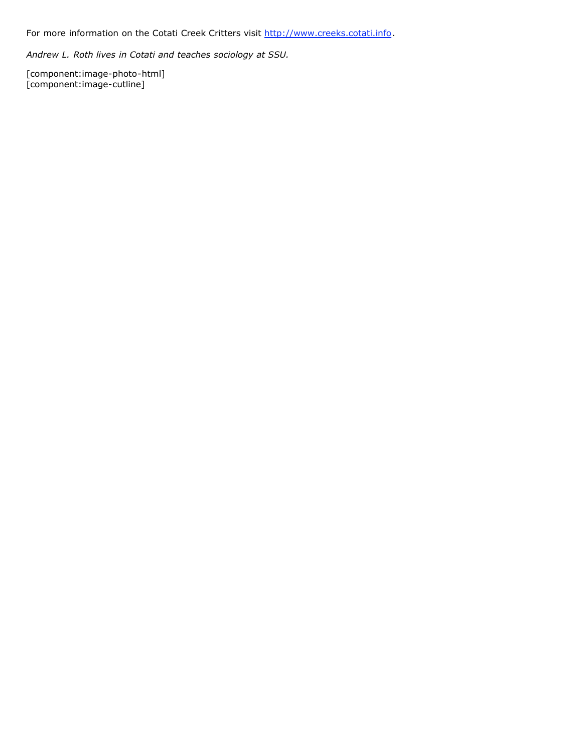For more information on the Cotati Creek Critters visit [http://www.creeks.cotati.info](http://www.creeks.cotati.info).

*Andrew L. Roth lives in Cotati and teaches sociology at SSU.*

[component:image-photo-html]
[component:image-cutline]